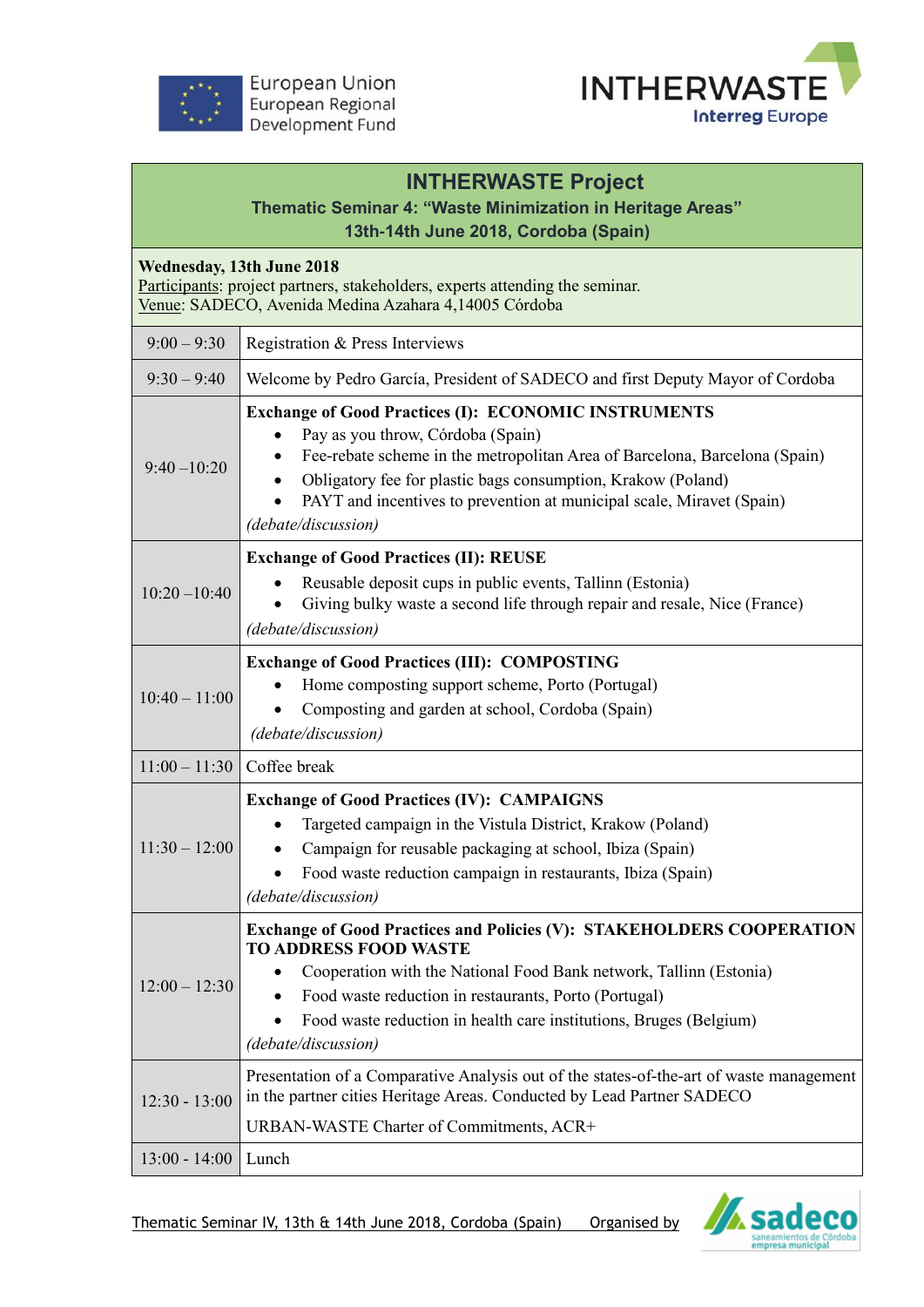European Union
European Regional
Development Fund

INTHERWASTE
Interreg Europe

# INTHERWASTE Project

## Thematic Seminar 4: "Waste Minimization in Heritage Areas"

### 13th-14th June 2018, Cordoba (Spain)

**Wednesday, 13th June 2018**
Participants: project partners, stakeholders, experts attending the seminar.
Venue: SADECO, Avenida Medina Azahara 4,14005 Córdoba

| Time | Activity |
|---|---|
| 9:00 – 9:30 | Registration & Press Interviews |
| 9:30 – 9:40 | Welcome by Pedro García, President of SADECO and first Deputy Mayor of Cordoba |
| 9:40 –10:20 | **Exchange of Good Practices (I): ECONOMIC INSTRUMENTS**<br>• Pay as you throw, Córdoba (Spain)<br>• Fee-rebate scheme in the metropolitan Area of Barcelona, Barcelona (Spain)<br>• Obligatory fee for plastic bags consumption, Krakow (Poland)<br>• PAYT and incentives to prevention at municipal scale, Miravet (Spain)<br>*(debate/discussion)* |
| 10:20 –10:40 | **Exchange of Good Practices (II): REUSE**<br>• Reusable deposit cups in public events, Tallinn (Estonia)<br>• Giving bulky waste a second life through repair and resale, Nice (France)<br>*(debate/discussion)* |
| 10:40 – 11:00 | **Exchange of Good Practices (III): COMPOSTING**<br>• Home composting support scheme, Porto (Portugal)<br>• Composting and garden at school, Cordoba (Spain)<br>*(debate/discussion)* |
| 11:00 – 11:30 | Coffee break |
| 11:30 – 12:00 | **Exchange of Good Practices (IV): CAMPAIGNS**<br>• Targeted campaign in the Vistula District, Krakow (Poland)<br>• Campaign for reusable packaging at school, Ibiza (Spain)<br>• Food waste reduction campaign in restaurants, Ibiza (Spain)<br>*(debate/discussion)* |
| 12:00 – 12:30 | **Exchange of Good Practices and Policies (V): STAKEHOLDERS COOPERATION TO ADDRESS FOOD WASTE**<br>• Cooperation with the National Food Bank network, Tallinn (Estonia)<br>• Food waste reduction in restaurants, Porto (Portugal)<br>• Food waste reduction in health care institutions, Bruges (Belgium)<br>*(debate/discussion)* |
| 12:30 - 13:00 | Presentation of a Comparative Analysis out of the states-of-the-art of waste management in the partner cities Heritage Areas. Conducted by Lead Partner SADECO<br>URBAN-WASTE Charter of Commitments, ACR+ |
| 13:00 - 14:00 | Lunch |

Thematic Seminar IV, 13th & 14th June 2018, Cordoba (Spain) Organised by sadeco saneamientos de Córdoba empresa municipal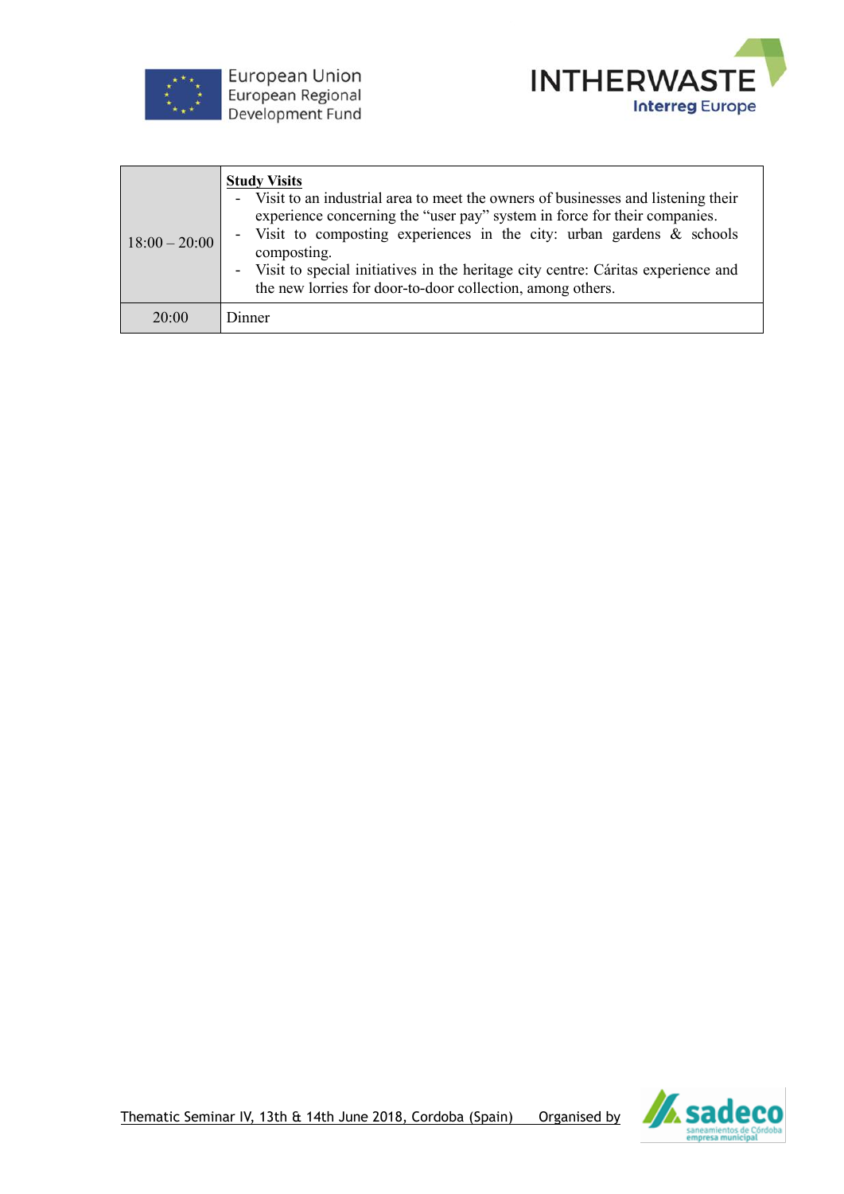| | |
|---|---|
| 18:00 – 20:00 | **Study Visits**<br>- Visit to an industrial area to meet the owners of businesses and listening their experience concerning the "user pay" system in force for their companies.<br>- Visit to composting experiences in the city: urban gardens & schools composting.<br>- Visit to special initiatives in the heritage city centre: Cáritas experience and the new lorries for door-to-door collection, among others. |
| 20:00 | Dinner |